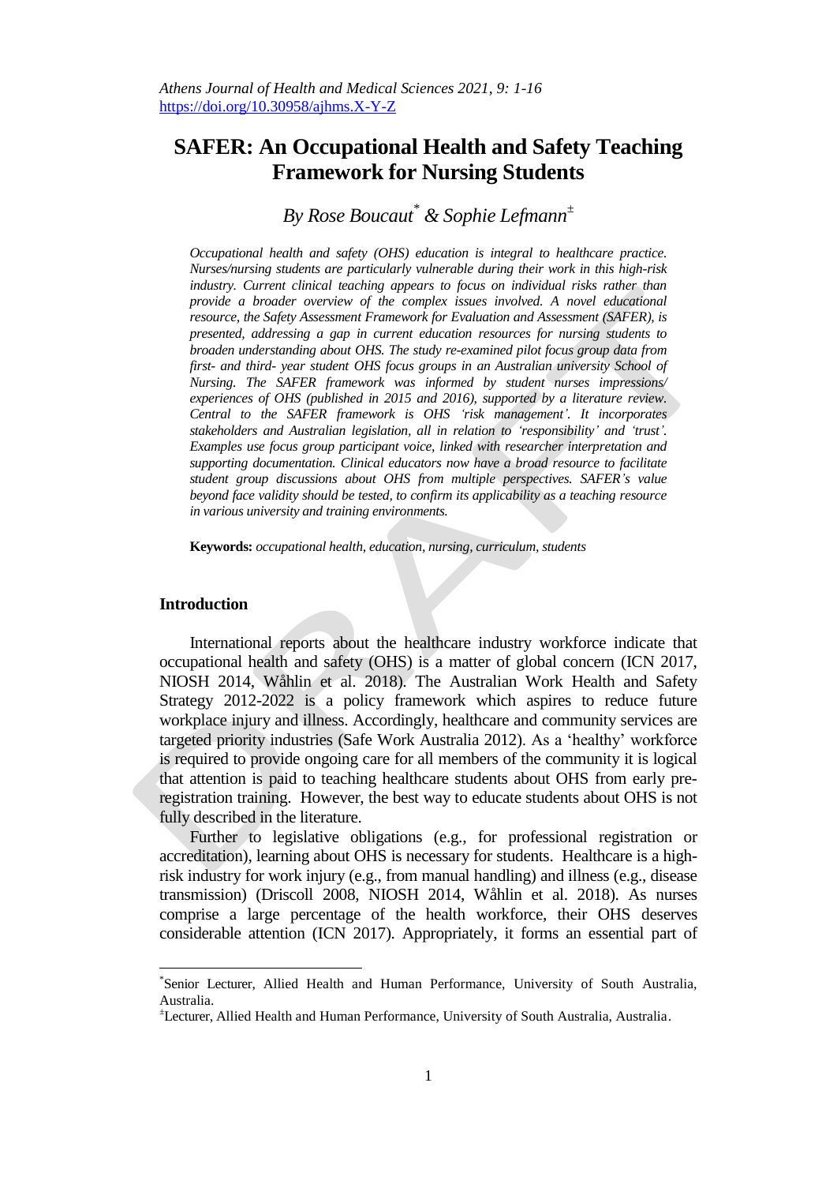# SAFER: An Occupational Health and Safety Teaching Framework for Nursing Students

*By Rose Boucaut[*] & Sophie Lefmann[±]*

*Occupational health and safety (OHS) education is integral to healthcare practice. Nurses/nursing students are particularly vulnerable during their work in this high-risk industry. Current clinical teaching appears to focus on individual risks rather than provide a broader overview of the complex issues involved. A novel educational resource, the Safety Assessment Framework for Evaluation and Assessment (SAFER), is presented, addressing a gap in current education resources for nursing students to broaden understanding about OHS. The study re-examined pilot focus group data from first- and third- year student OHS focus groups in an Australian university School of Nursing. The SAFER framework was informed by student nurses impressions/ experiences of OHS (published in 2015 and 2016), supported by a literature review. Central to the SAFER framework is OHS 'risk management'. It incorporates stakeholders and Australian legislation, all in relation to 'responsibility' and 'trust'. Examples use focus group participant voice, linked with researcher interpretation and supporting documentation. Clinical educators now have a broad resource to facilitate student group discussions about OHS from multiple perspectives. SAFER's value beyond face validity should be tested, to confirm its applicability as a teaching resource in various university and training environments.*

**Keywords:** *occupational health, education, nursing, curriculum, students*

## Introduction

International reports about the healthcare industry workforce indicate that occupational health and safety (OHS) is a matter of global concern (ICN 2017, NIOSH 2014, Wåhlin et al. 2018). The Australian Work Health and Safety Strategy 2012-2022 is a policy framework which aspires to reduce future workplace injury and illness. Accordingly, healthcare and community services are targeted priority industries (Safe Work Australia 2012). As a 'healthy' workforce is required to provide ongoing care for all members of the community it is logical that attention is paid to teaching healthcare students about OHS from early pre-registration training. However, the best way to educate students about OHS is not fully described in the literature.

Further to legislative obligations (e.g., for professional registration or accreditation), learning about OHS is necessary for students. Healthcare is a high-risk industry for work injury (e.g., from manual handling) and illness (e.g., disease transmission) (Driscoll 2008, NIOSH 2014, Wåhlin et al. 2018). As nurses comprise a large percentage of the health workforce, their OHS deserves considerable attention (ICN 2017). Appropriately, it forms an essential part of

---

[*] Senior Lecturer, Allied Health and Human Performance, University of South Australia, Australia.

[±] Lecturer, Allied Health and Human Performance, University of South Australia, Australia.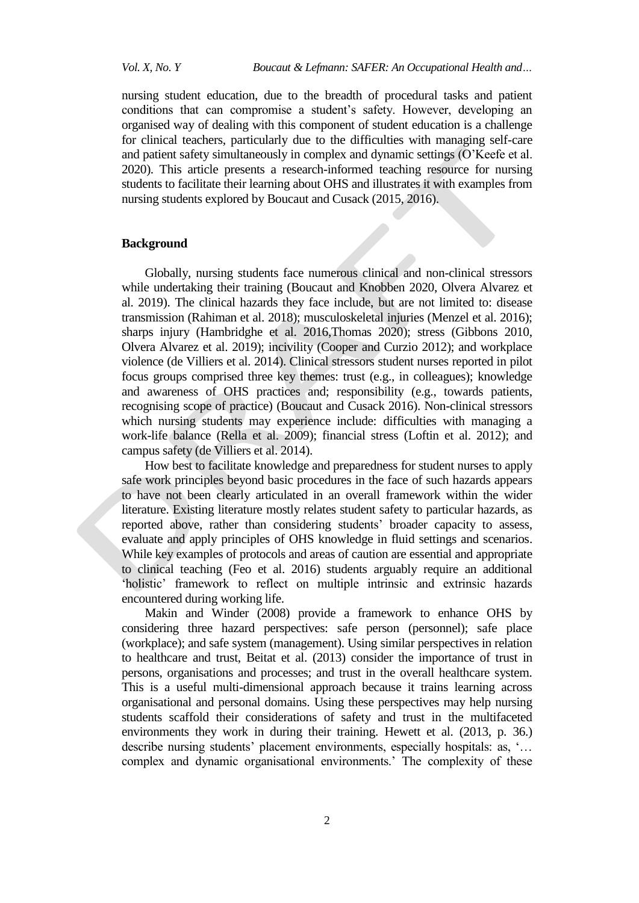nursing student education, due to the breadth of procedural tasks and patient conditions that can compromise a student's safety. However, developing an organised way of dealing with this component of student education is a challenge for clinical teachers, particularly due to the difficulties with managing self-care and patient safety simultaneously in complex and dynamic settings (O'Keefe et al. 2020). This article presents a research-informed teaching resource for nursing students to facilitate their learning about OHS and illustrates it with examples from nursing students explored by Boucaut and Cusack (2015, 2016).

## Background

Globally, nursing students face numerous clinical and non-clinical stressors while undertaking their training (Boucaut and Knobben 2020, Olvera Alvarez et al. 2019). The clinical hazards they face include, but are not limited to: disease transmission (Rahiman et al. 2018); musculoskeletal injuries (Menzel et al. 2016); sharps injury (Hambridghe et al. 2016,Thomas 2020); stress (Gibbons 2010, Olvera Alvarez et al. 2019); incivility (Cooper and Curzio 2012); and workplace violence (de Villiers et al. 2014). Clinical stressors student nurses reported in pilot focus groups comprised three key themes: trust (e.g., in colleagues); knowledge and awareness of OHS practices and; responsibility (e.g., towards patients, recognising scope of practice) (Boucaut and Cusack 2016). Non-clinical stressors which nursing students may experience include: difficulties with managing a work-life balance (Rella et al. 2009); financial stress (Loftin et al. 2012); and campus safety (de Villiers et al. 2014).

How best to facilitate knowledge and preparedness for student nurses to apply safe work principles beyond basic procedures in the face of such hazards appears to have not been clearly articulated in an overall framework within the wider literature. Existing literature mostly relates student safety to particular hazards, as reported above, rather than considering students' broader capacity to assess, evaluate and apply principles of OHS knowledge in fluid settings and scenarios. While key examples of protocols and areas of caution are essential and appropriate to clinical teaching (Feo et al. 2016) students arguably require an additional 'holistic' framework to reflect on multiple intrinsic and extrinsic hazards encountered during working life.

Makin and Winder (2008) provide a framework to enhance OHS by considering three hazard perspectives: safe person (personnel); safe place (workplace); and safe system (management). Using similar perspectives in relation to healthcare and trust, Beitat et al. (2013) consider the importance of trust in persons, organisations and processes; and trust in the overall healthcare system. This is a useful multi-dimensional approach because it trains learning across organisational and personal domains. Using these perspectives may help nursing students scaffold their considerations of safety and trust in the multifaceted environments they work in during their training. Hewett et al. (2013, p. 36.) describe nursing students' placement environments, especially hospitals: as, '… complex and dynamic organisational environments.' The complexity of these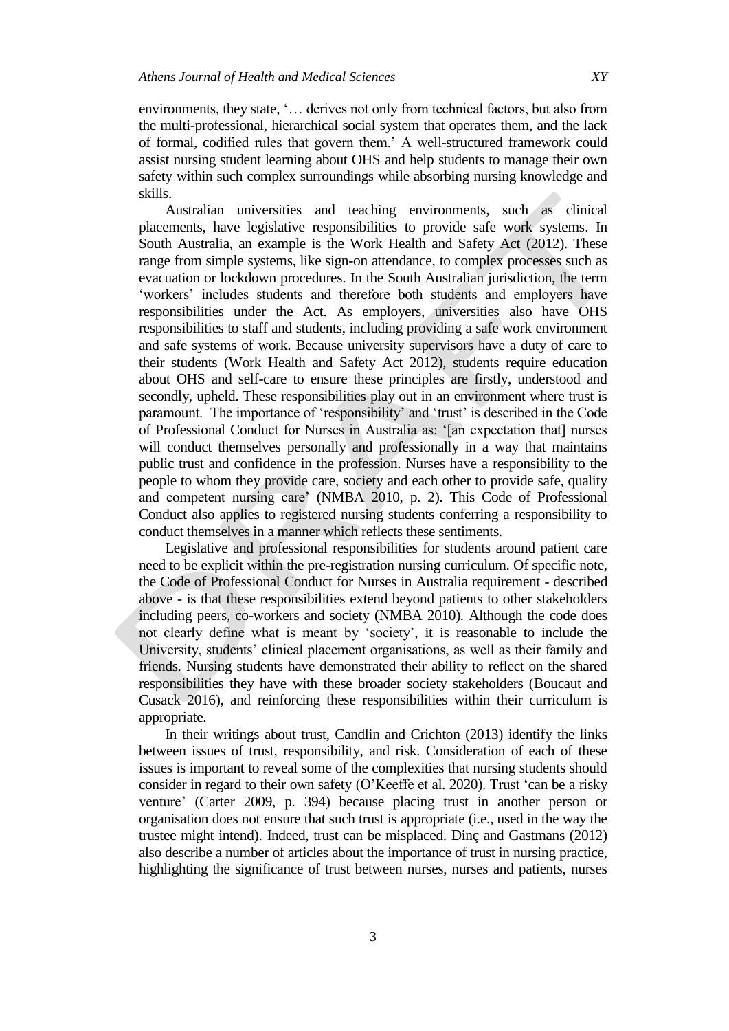environments, they state, '… derives not only from technical factors, but also from the multi-professional, hierarchical social system that operates them, and the lack of formal, codified rules that govern them.' A well-structured framework could assist nursing student learning about OHS and help students to manage their own safety within such complex surroundings while absorbing nursing knowledge and skills.

Australian universities and teaching environments, such as clinical placements, have legislative responsibilities to provide safe work systems. In South Australia, an example is the Work Health and Safety Act (2012). These range from simple systems, like sign-on attendance, to complex processes such as evacuation or lockdown procedures. In the South Australian jurisdiction, the term 'workers' includes students and therefore both students and employers have responsibilities under the Act. As employers, universities also have OHS responsibilities to staff and students, including providing a safe work environment and safe systems of work. Because university supervisors have a duty of care to their students (Work Health and Safety Act 2012), students require education about OHS and self-care to ensure these principles are firstly, understood and secondly, upheld. These responsibilities play out in an environment where trust is paramount. The importance of 'responsibility' and 'trust' is described in the Code of Professional Conduct for Nurses in Australia as: '[an expectation that] nurses will conduct themselves personally and professionally in a way that maintains public trust and confidence in the profession. Nurses have a responsibility to the people to whom they provide care, society and each other to provide safe, quality and competent nursing care' (NMBA 2010, p. 2). This Code of Professional Conduct also applies to registered nursing students conferring a responsibility to conduct themselves in a manner which reflects these sentiments.

Legislative and professional responsibilities for students around patient care need to be explicit within the pre-registration nursing curriculum. Of specific note, the Code of Professional Conduct for Nurses in Australia requirement - described above - is that these responsibilities extend beyond patients to other stakeholders including peers, co-workers and society (NMBA 2010). Although the code does not clearly define what is meant by 'society', it is reasonable to include the University, students' clinical placement organisations, as well as their family and friends. Nursing students have demonstrated their ability to reflect on the shared responsibilities they have with these broader society stakeholders (Boucaut and Cusack 2016), and reinforcing these responsibilities within their curriculum is appropriate.

In their writings about trust, Candlin and Crichton (2013) identify the links between issues of trust, responsibility, and risk. Consideration of each of these issues is important to reveal some of the complexities that nursing students should consider in regard to their own safety (O'Keeffe et al. 2020). Trust 'can be a risky venture' (Carter 2009, p. 394) because placing trust in another person or organisation does not ensure that such trust is appropriate (i.e., used in the way the trustee might intend). Indeed, trust can be misplaced. Dinç and Gastmans (2012) also describe a number of articles about the importance of trust in nursing practice, highlighting the significance of trust between nurses, nurses and patients, nurses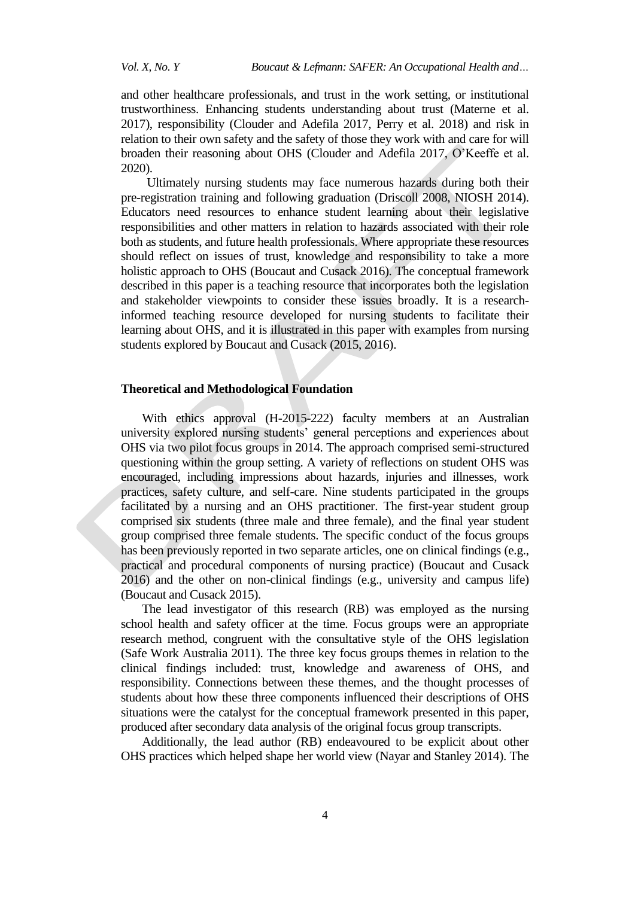and other healthcare professionals, and trust in the work setting, or institutional trustworthiness. Enhancing students understanding about trust (Materne et al. 2017), responsibility (Clouder and Adefila 2017, Perry et al. 2018) and risk in relation to their own safety and the safety of those they work with and care for will broaden their reasoning about OHS (Clouder and Adefila 2017, O'Keeffe et al. 2020).

Ultimately nursing students may face numerous hazards during both their pre-registration training and following graduation (Driscoll 2008, NIOSH 2014). Educators need resources to enhance student learning about their legislative responsibilities and other matters in relation to hazards associated with their role both as students, and future health professionals. Where appropriate these resources should reflect on issues of trust, knowledge and responsibility to take a more holistic approach to OHS (Boucaut and Cusack 2016). The conceptual framework described in this paper is a teaching resource that incorporates both the legislation and stakeholder viewpoints to consider these issues broadly. It is a research-informed teaching resource developed for nursing students to facilitate their learning about OHS, and it is illustrated in this paper with examples from nursing students explored by Boucaut and Cusack (2015, 2016).

## Theoretical and Methodological Foundation

With ethics approval (H-2015-222) faculty members at an Australian university explored nursing students' general perceptions and experiences about OHS via two pilot focus groups in 2014. The approach comprised semi-structured questioning within the group setting. A variety of reflections on student OHS was encouraged, including impressions about hazards, injuries and illnesses, work practices, safety culture, and self-care. Nine students participated in the groups facilitated by a nursing and an OHS practitioner. The first-year student group comprised six students (three male and three female), and the final year student group comprised three female students. The specific conduct of the focus groups has been previously reported in two separate articles, one on clinical findings (e.g., practical and procedural components of nursing practice) (Boucaut and Cusack 2016) and the other on non-clinical findings (e.g., university and campus life) (Boucaut and Cusack 2015).

The lead investigator of this research (RB) was employed as the nursing school health and safety officer at the time. Focus groups were an appropriate research method, congruent with the consultative style of the OHS legislation (Safe Work Australia 2011). The three key focus groups themes in relation to the clinical findings included: trust, knowledge and awareness of OHS, and responsibility. Connections between these themes, and the thought processes of students about how these three components influenced their descriptions of OHS situations were the catalyst for the conceptual framework presented in this paper, produced after secondary data analysis of the original focus group transcripts.

Additionally, the lead author (RB) endeavoured to be explicit about other OHS practices which helped shape her world view (Nayar and Stanley 2014). The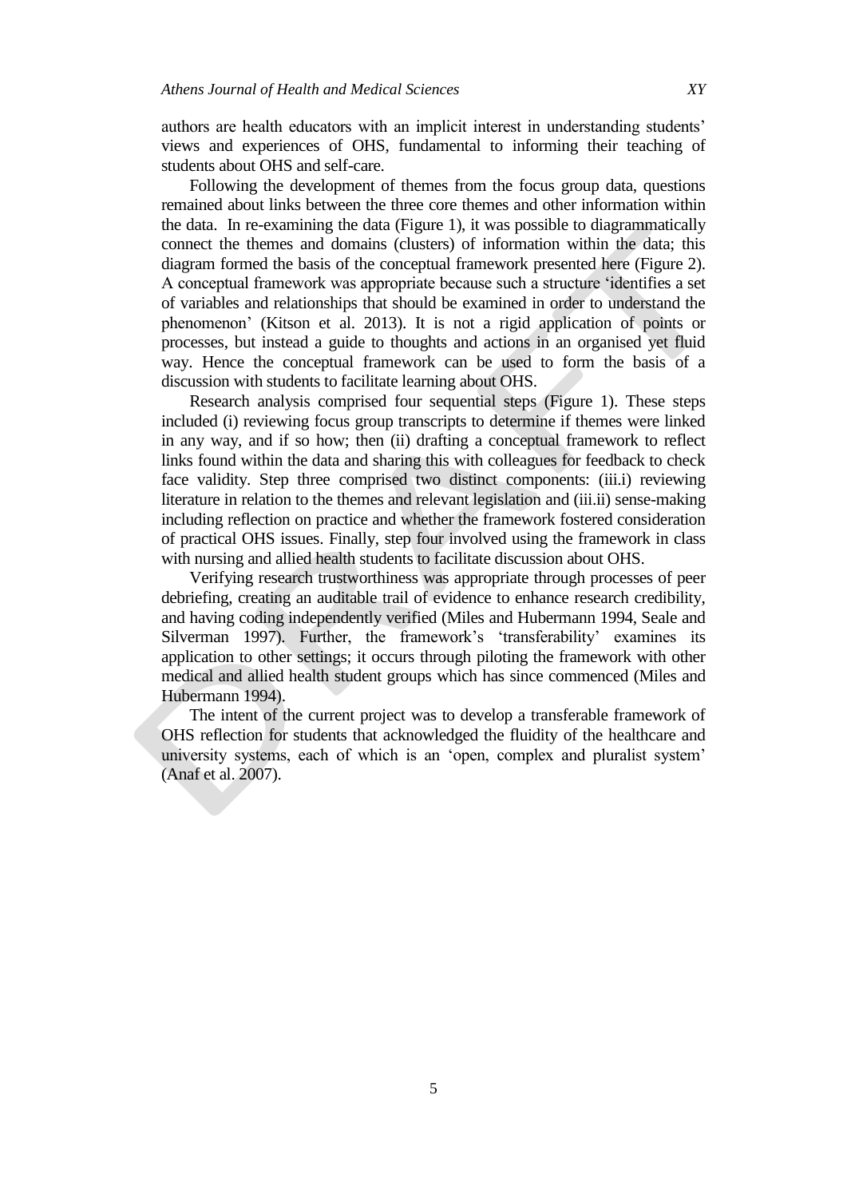authors are health educators with an implicit interest in understanding students' views and experiences of OHS, fundamental to informing their teaching of students about OHS and self-care.

Following the development of themes from the focus group data, questions remained about links between the three core themes and other information within the data. In re-examining the data (Figure 1), it was possible to diagrammatically connect the themes and domains (clusters) of information within the data; this diagram formed the basis of the conceptual framework presented here (Figure 2). A conceptual framework was appropriate because such a structure 'identifies a set of variables and relationships that should be examined in order to understand the phenomenon' (Kitson et al. 2013). It is not a rigid application of points or processes, but instead a guide to thoughts and actions in an organised yet fluid way. Hence the conceptual framework can be used to form the basis of a discussion with students to facilitate learning about OHS.

Research analysis comprised four sequential steps (Figure 1). These steps included (i) reviewing focus group transcripts to determine if themes were linked in any way, and if so how; then (ii) drafting a conceptual framework to reflect links found within the data and sharing this with colleagues for feedback to check face validity. Step three comprised two distinct components: (iii.i) reviewing literature in relation to the themes and relevant legislation and (iii.ii) sense-making including reflection on practice and whether the framework fostered consideration of practical OHS issues. Finally, step four involved using the framework in class with nursing and allied health students to facilitate discussion about OHS.

Verifying research trustworthiness was appropriate through processes of peer debriefing, creating an auditable trail of evidence to enhance research credibility, and having coding independently verified (Miles and Hubermann 1994, Seale and Silverman 1997). Further, the framework's 'transferability' examines its application to other settings; it occurs through piloting the framework with other medical and allied health student groups which has since commenced (Miles and Hubermann 1994).

The intent of the current project was to develop a transferable framework of OHS reflection for students that acknowledged the fluidity of the healthcare and university systems, each of which is an 'open, complex and pluralist system' (Anaf et al. 2007).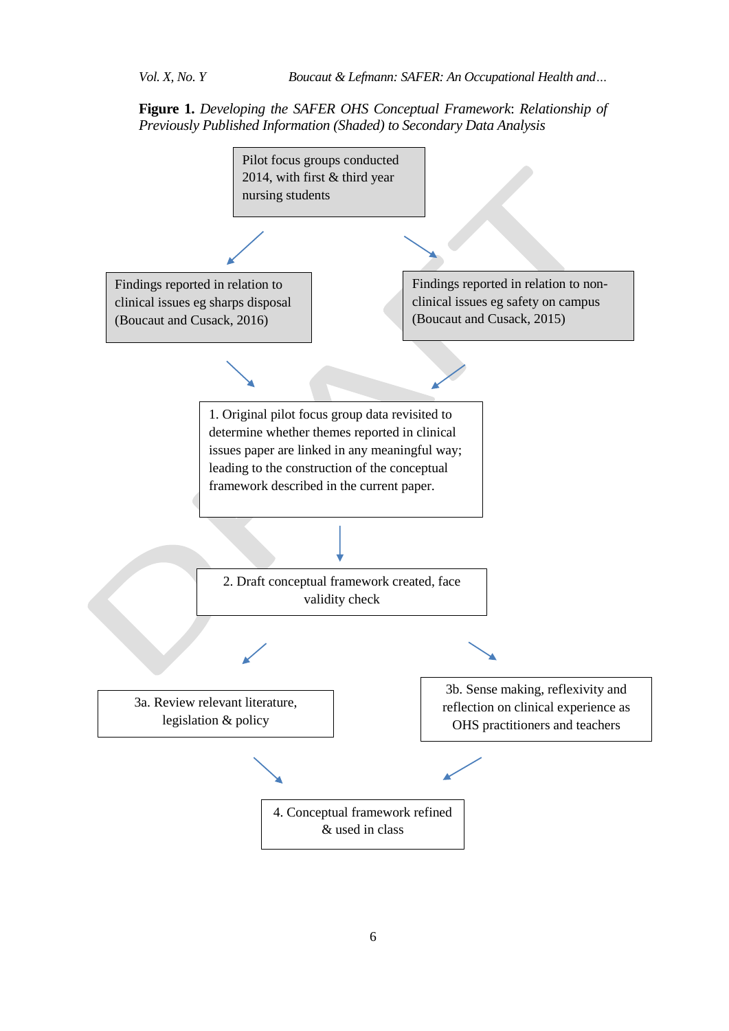**Figure 1.** *Developing the SAFER OHS Conceptual Framework*: *Relationship of Previously Published Information (Shaded) to Secondary Data Analysis*

Pilot focus groups conducted 2014, with first & third year nursing students

Findings reported in relation to clinical issues eg sharps disposal (Boucaut and Cusack, 2016)

Findings reported in relation to non-clinical issues eg safety on campus (Boucaut and Cusack, 2015)

1. Original pilot focus group data revisited to determine whether themes reported in clinical issues paper are linked in any meaningful way; leading to the construction of the conceptual framework described in the current paper.

2. Draft conceptual framework created, face validity check

3a. Review relevant literature, legislation & policy

3b. Sense making, reflexivity and reflection on clinical experience as OHS practitioners and teachers

4. Conceptual framework refined & used in class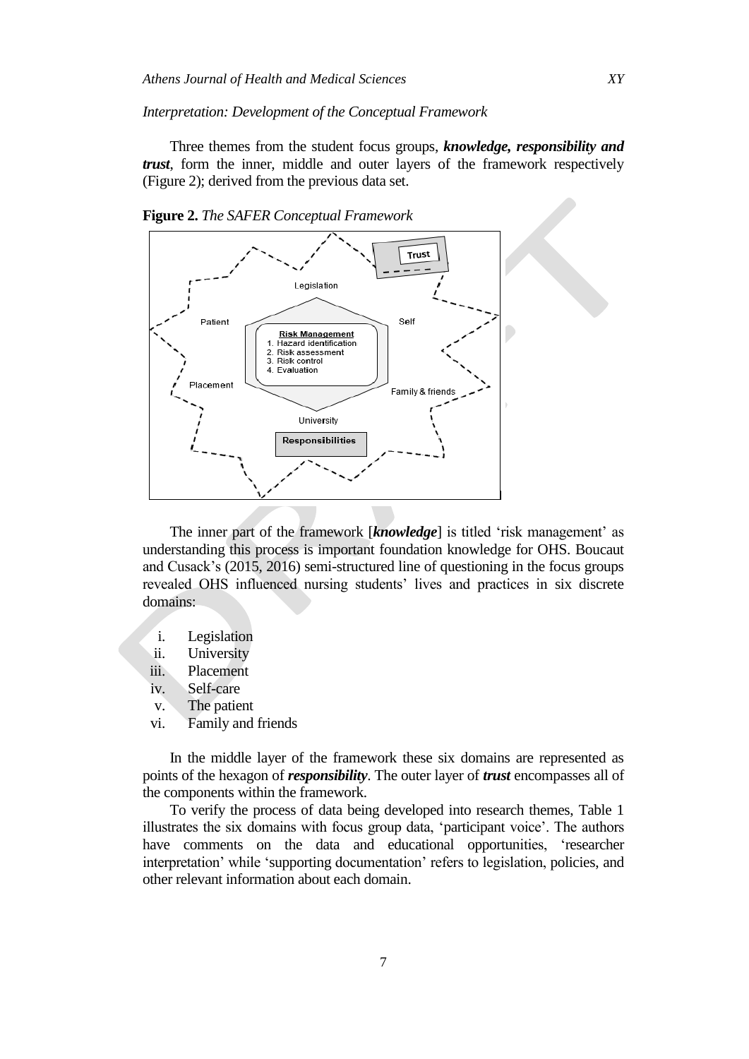*Interpretation: Development of the Conceptual Framework*

Three themes from the student focus groups, ***knowledge, responsibility and trust***, form the inner, middle and outer layers of the framework respectively (Figure 2); derived from the previous data set.

**Figure 2.** *The SAFER Conceptual Framework*

The inner part of the framework [***knowledge***] is titled 'risk management' as understanding this process is important foundation knowledge for OHS. Boucaut and Cusack's (2015, 2016) semi-structured line of questioning in the focus groups revealed OHS influenced nursing students' lives and practices in six discrete domains:

i. Legislation
ii. University
iii. Placement
iv. Self-care
v. The patient
vi. Family and friends

In the middle layer of the framework these six domains are represented as points of the hexagon of ***responsibility***. The outer layer of ***trust*** encompasses all of the components within the framework.

To verify the process of data being developed into research themes, Table 1 illustrates the six domains with focus group data, 'participant voice'. The authors have comments on the data and educational opportunities, 'researcher interpretation' while 'supporting documentation' refers to legislation, policies, and other relevant information about each domain.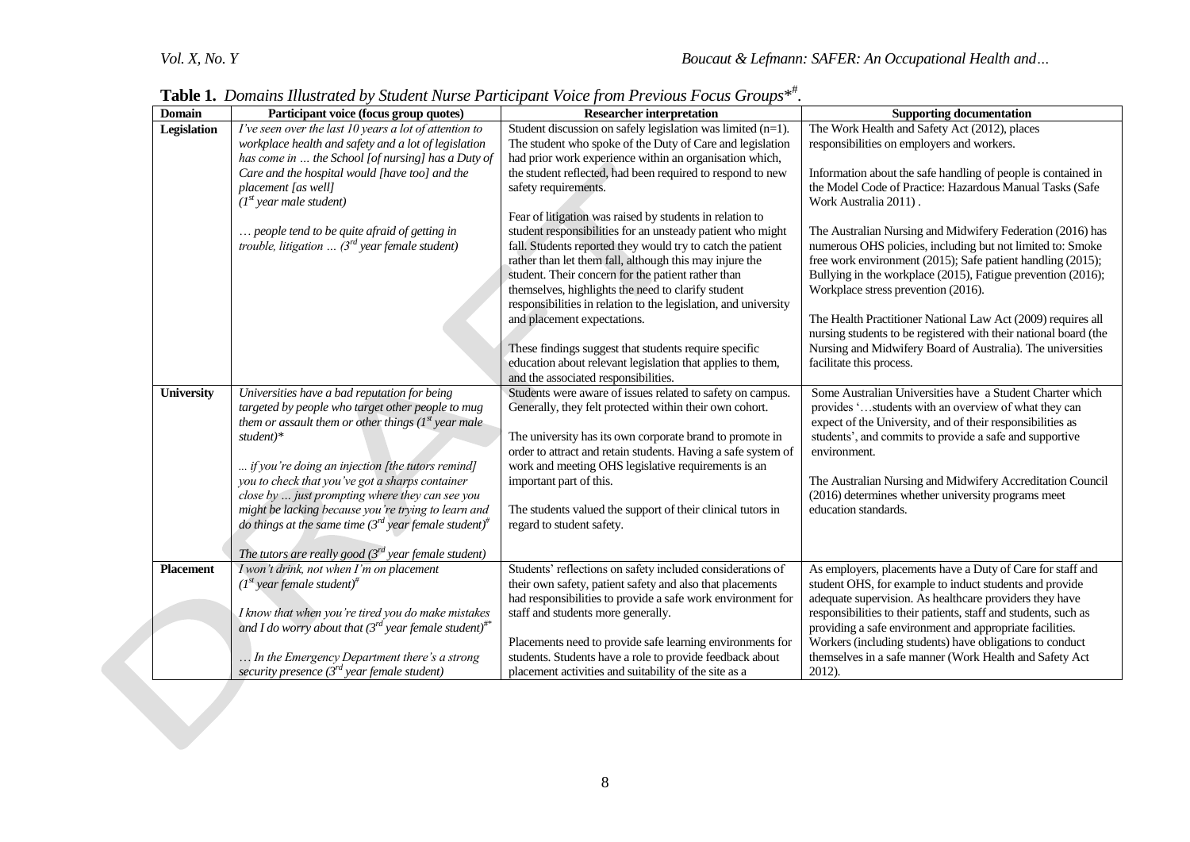**Table 1.** *Domains Illustrated by Student Nurse Participant Voice from Previous Focus Groups*\*#.

| Domain | Participant voice (focus group quotes) | Researcher interpretation | Supporting documentation |
|---|---|---|---|
| **Legislation** | *I've seen over the last 10 years a lot of attention to workplace health and safety and a lot of legislation has come in … the School [of nursing] has a Duty of Care and the hospital would [have too] and the placement [as well]* *(1st year male student)* <br><br> *… people tend to be quite afraid of getting in trouble, litigation … (3rd year female student)* | Student discussion on safely legislation was limited (n=1). The student who spoke of the Duty of Care and legislation had prior work experience within an organisation which, the student reflected, had been required to respond to new safety requirements. <br><br> Fear of litigation was raised by students in relation to student responsibilities for an unsteady patient who might fall. Students reported they would try to catch the patient rather than let them fall, although this may injure the student. Their concern for the patient rather than themselves, highlights the need to clarify student responsibilities in relation to the legislation, and university and placement expectations. <br><br> These findings suggest that students require specific education about relevant legislation that applies to them, and the associated responsibilities. | The Work Health and Safety Act (2012), places responsibilities on employers and workers. <br><br> Information about the safe handling of people is contained in the Model Code of Practice: Hazardous Manual Tasks (Safe Work Australia 2011) . <br><br> The Australian Nursing and Midwifery Federation (2016) has numerous OHS policies, including but not limited to: Smoke free work environment (2015); Safe patient handling (2015); Bullying in the workplace (2015), Fatigue prevention (2016); Workplace stress prevention (2016). <br><br> The Health Practitioner National Law Act (2009) requires all nursing students to be registered with their national board (the Nursing and Midwifery Board of Australia). The universities facilitate this process. |
| **University** | *Universities have a bad reputation for being targeted by people who target other people to mug them or assault them or other things (1st year male student)\** <br><br> *... if you're doing an injection [the tutors remind] you to check that you've got a sharps container close by … just prompting where they can see you might be lacking because you're trying to learn and do things at the same time (3rd year female student)#* <br><br> *The tutors are really good (3rd year female student)* | Students were aware of issues related to safety on campus. Generally, they felt protected within their own cohort. <br><br> The university has its own corporate brand to promote in order to attract and retain students. Having a safe system of work and meeting OHS legislative requirements is an important part of this. <br><br> The students valued the support of their clinical tutors in regard to student safety. | Some Australian Universities have a Student Charter which provides '…students with an overview of what they can expect of the University, and of their responsibilities as students', and commits to provide a safe and supportive environment. <br><br> The Australian Nursing and Midwifery Accreditation Council (2016) determines whether university programs meet education standards. |
| **Placement** | *I won't drink, not when I'm on placement (1st year female student)#* <br><br> *I know that when you're tired you do make mistakes and I do worry about that (3rd year female student)#\** <br><br> *… In the Emergency Department there's a strong security presence (3rd year female student)* | Students' reflections on safety included considerations of their own safety, patient safety and also that placements had responsibilities to provide a safe work environment for staff and students more generally. <br><br> Placements need to provide safe learning environments for students. Students have a role to provide feedback about placement activities and suitability of the site as a | As employers, placements have a Duty of Care for staff and student OHS, for example to induct students and provide adequate supervision. As healthcare providers they have responsibilities to their patients, staff and students, such as providing a safe environment and appropriate facilities. Workers (including students) have obligations to conduct themselves in a safe manner (Work Health and Safety Act 2012). |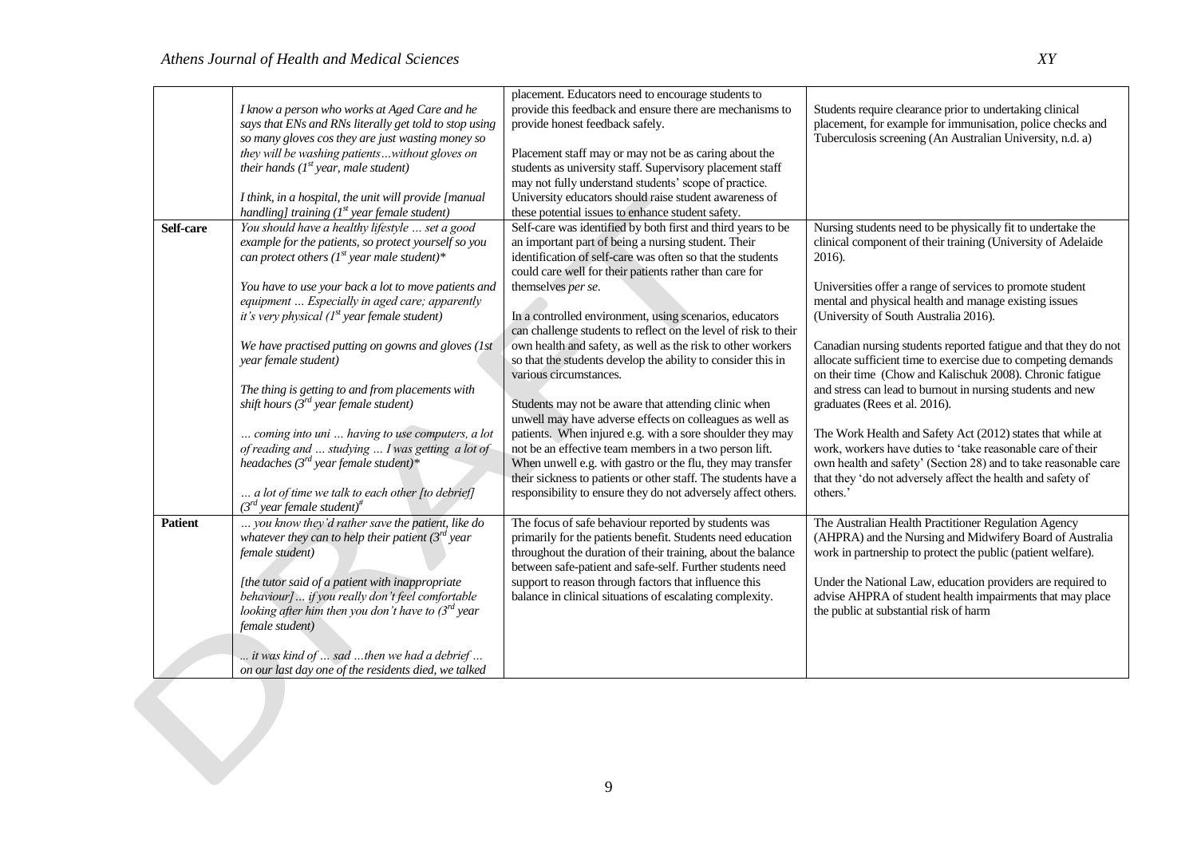| | | | |
|---|---|---|---|
| | *I know a person who works at Aged Care and he says that ENs and RNs literally get told to stop using so many gloves cos they are just wasting money so they will be washing patients…without gloves on their hands (1st year, male student)*<br><br>*I think, in a hospital, the unit will provide [manual handling] training (1st year female student)* | placement. Educators need to encourage students to provide this feedback and ensure there are mechanisms to provide honest feedback safely.<br><br>Placement staff may or may not be as caring about the students as university staff. Supervisory placement staff may not fully understand students' scope of practice. University educators should raise student awareness of these potential issues to enhance student safety. | Students require clearance prior to undertaking clinical placement, for example for immunisation, police checks and Tuberculosis screening (An Australian University, n.d. a) |
| **Self-care** | *You should have a healthy lifestyle … set a good example for the patients, so protect yourself so you can protect others (1st year male student)\**<br><br>*You have to use your back a lot to move patients and equipment … Especially in aged care; apparently it's very physical (1st year female student)*<br><br>*We have practised putting on gowns and gloves (1st year female student)*<br><br>*The thing is getting to and from placements with shift hours (3rd year female student)*<br><br>*… coming into uni … having to use computers, a lot of reading and … studying … I was getting a lot of headaches (3rd year female student)\**<br><br>*… a lot of time we talk to each other [to debrief] (3rd year female student)#* | Self-care was identified by both first and third years to be an important part of being a nursing student. Their identification of self-care was often so that the students could care well for their patients rather than care for themselves *per se*.<br><br>In a controlled environment, using scenarios, educators can challenge students to reflect on the level of risk to their own health and safety, as well as the risk to other workers so that the students develop the ability to consider this in various circumstances.<br><br>Students may not be aware that attending clinic when unwell may have adverse effects on colleagues as well as patients. When injured e.g. with a sore shoulder they may not be an effective team members in a two person lift. When unwell e.g. with gastro or the flu, they may transfer their sickness to patients or other staff. The students have a responsibility to ensure they do not adversely affect others. | Nursing students need to be physically fit to undertake the clinical component of their training (University of Adelaide 2016).<br><br>Universities offer a range of services to promote student mental and physical health and manage existing issues (University of South Australia 2016).<br><br>Canadian nursing students reported fatigue and that they do not allocate sufficient time to exercise due to competing demands on their time (Chow and Kalischuk 2008). Chronic fatigue and stress can lead to burnout in nursing students and new graduates (Rees et al. 2016).<br><br>The Work Health and Safety Act (2012) states that while at work, workers have duties to 'take reasonable care of their own health and safety' (Section 28) and to take reasonable care that they 'do not adversely affect the health and safety of others.' |
| **Patient** | *… you know they'd rather save the patient, like do whatever they can to help their patient (3rd year female student)*<br><br>*[the tutor said of a patient with inappropriate behaviour]… if you really don't feel comfortable looking after him then you don't have to (3rd year female student)*<br><br>*... it was kind of … sad …then we had a debrief … on our last day one of the residents died, we talked* | The focus of safe behaviour reported by students was primarily for the patients benefit. Students need education throughout the duration of their training, about the balance between safe-patient and safe-self. Further students need support to reason through factors that influence this balance in clinical situations of escalating complexity. | The Australian Health Practitioner Regulation Agency (AHPRA) and the Nursing and Midwifery Board of Australia work in partnership to protect the public (patient welfare).<br><br>Under the National Law, education providers are required to advise AHPRA of student health impairments that may place the public at substantial risk of harm |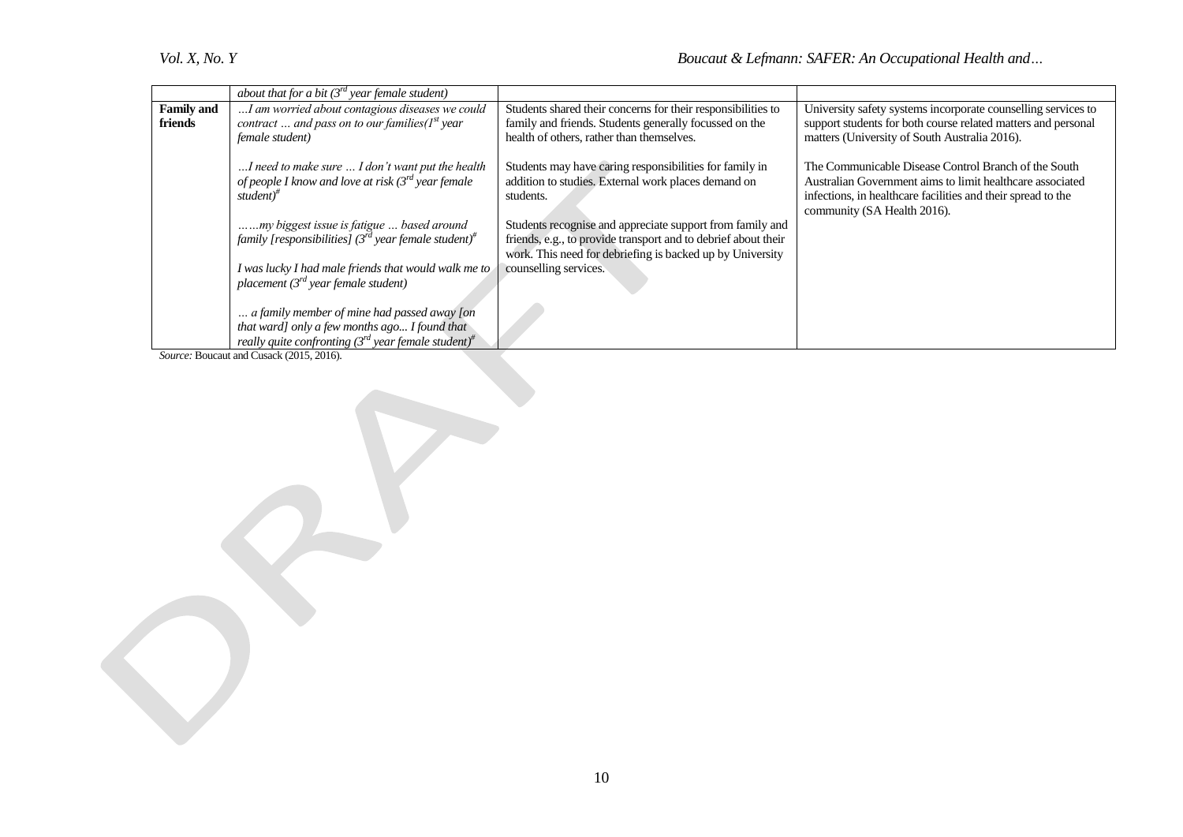| | | | |
|---|---|---|---|
| | *about that for a bit (3rd year female student)* | | |
| **Family and friends** | *…I am worried about contagious diseases we could contract … and pass on to our families(1st year female student)*<br><br>*…I need to make sure … I don't want put the health of people I know and love at risk (3rd year female student)#*<br><br>*……my biggest issue is fatigue … based around family [responsibilities] (3rd year female student)#*<br><br>*I was lucky I had male friends that would walk me to placement (3rd year female student)*<br><br>*… a family member of mine had passed away [on that ward] only a few months ago... I found that really quite confronting (3rd year female student)#* | Students shared their concerns for their responsibilities to family and friends. Students generally focussed on the health of others, rather than themselves.<br><br>Students may have caring responsibilities for family in addition to studies. External work places demand on students.<br><br>Students recognise and appreciate support from family and friends, e.g., to provide transport and to debrief about their work. This need for debriefing is backed up by University counselling services. | University safety systems incorporate counselling services to support students for both course related matters and personal matters (University of South Australia 2016).<br><br>The Communicable Disease Control Branch of the South Australian Government aims to limit healthcare associated infections, in healthcare facilities and their spread to the community (SA Health 2016). |

*Source:* Boucaut and Cusack (2015, 2016).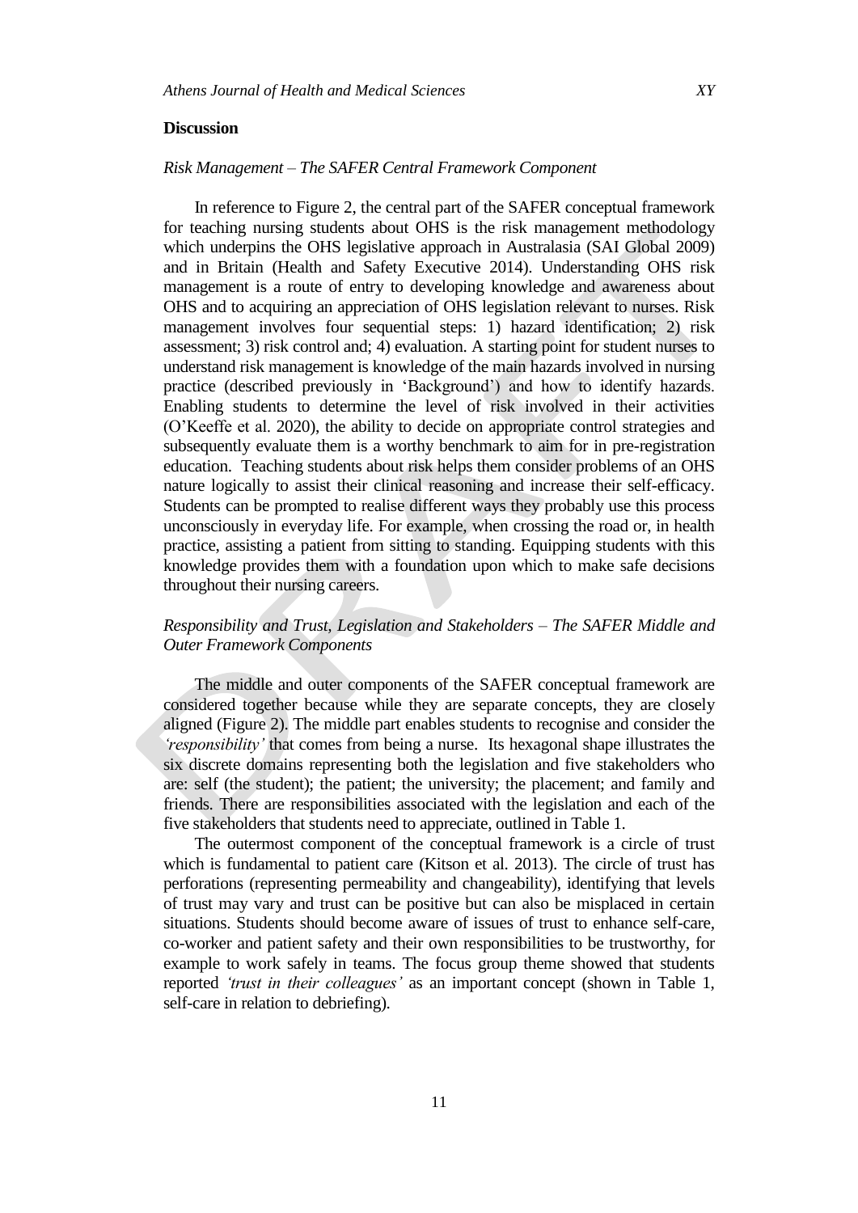## Discussion

### *Risk Management – The SAFER Central Framework Component*

In reference to Figure 2, the central part of the SAFER conceptual framework for teaching nursing students about OHS is the risk management methodology which underpins the OHS legislative approach in Australasia (SAI Global 2009) and in Britain (Health and Safety Executive 2014). Understanding OHS risk management is a route of entry to developing knowledge and awareness about OHS and to acquiring an appreciation of OHS legislation relevant to nurses. Risk management involves four sequential steps: 1) hazard identification; 2) risk assessment; 3) risk control and; 4) evaluation. A starting point for student nurses to understand risk management is knowledge of the main hazards involved in nursing practice (described previously in 'Background') and how to identify hazards. Enabling students to determine the level of risk involved in their activities (O'Keeffe et al. 2020), the ability to decide on appropriate control strategies and subsequently evaluate them is a worthy benchmark to aim for in pre-registration education. Teaching students about risk helps them consider problems of an OHS nature logically to assist their clinical reasoning and increase their self-efficacy. Students can be prompted to realise different ways they probably use this process unconsciously in everyday life. For example, when crossing the road or, in health practice, assisting a patient from sitting to standing. Equipping students with this knowledge provides them with a foundation upon which to make safe decisions throughout their nursing careers.

### *Responsibility and Trust, Legislation and Stakeholders – The SAFER Middle and Outer Framework Components*

The middle and outer components of the SAFER conceptual framework are considered together because while they are separate concepts, they are closely aligned (Figure 2). The middle part enables students to recognise and consider the *'responsibility'* that comes from being a nurse. Its hexagonal shape illustrates the six discrete domains representing both the legislation and five stakeholders who are: self (the student); the patient; the university; the placement; and family and friends. There are responsibilities associated with the legislation and each of the five stakeholders that students need to appreciate, outlined in Table 1.

The outermost component of the conceptual framework is a circle of trust which is fundamental to patient care (Kitson et al. 2013). The circle of trust has perforations (representing permeability and changeability), identifying that levels of trust may vary and trust can be positive but can also be misplaced in certain situations. Students should become aware of issues of trust to enhance self-care, co-worker and patient safety and their own responsibilities to be trustworthy, for example to work safely in teams. The focus group theme showed that students reported *'trust in their colleagues'* as an important concept (shown in Table 1, self-care in relation to debriefing).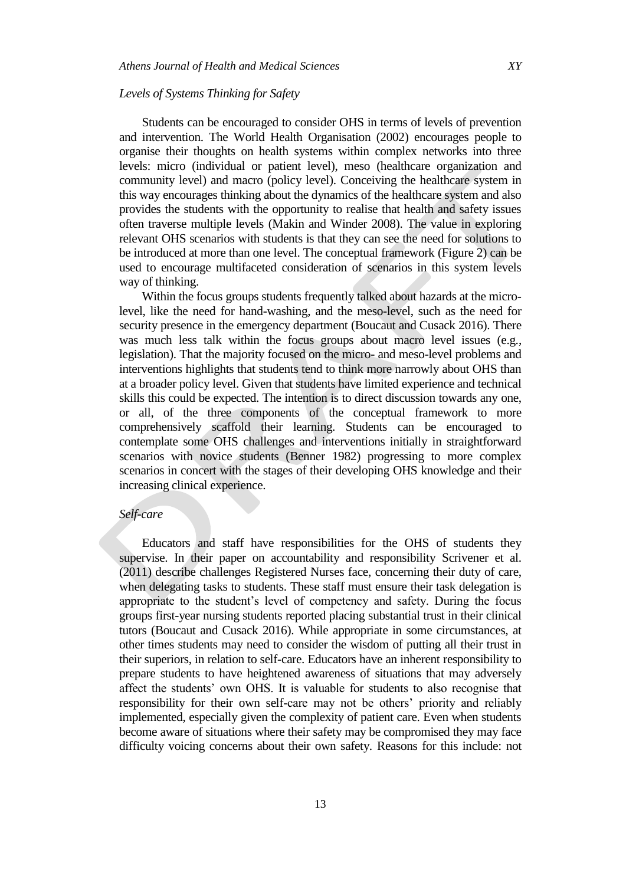*Levels of Systems Thinking for Safety*

Students can be encouraged to consider OHS in terms of levels of prevention and intervention. The World Health Organisation (2002) encourages people to organise their thoughts on health systems within complex networks into three levels: micro (individual or patient level), meso (healthcare organization and community level) and macro (policy level). Conceiving the healthcare system in this way encourages thinking about the dynamics of the healthcare system and also provides the students with the opportunity to realise that health and safety issues often traverse multiple levels (Makin and Winder 2008). The value in exploring relevant OHS scenarios with students is that they can see the need for solutions to be introduced at more than one level. The conceptual framework (Figure 2) can be used to encourage multifaceted consideration of scenarios in this system levels way of thinking.

Within the focus groups students frequently talked about hazards at the micro-level, like the need for hand-washing, and the meso-level, such as the need for security presence in the emergency department (Boucaut and Cusack 2016). There was much less talk within the focus groups about macro level issues (e.g., legislation). That the majority focused on the micro- and meso-level problems and interventions highlights that students tend to think more narrowly about OHS than at a broader policy level. Given that students have limited experience and technical skills this could be expected. The intention is to direct discussion towards any one, or all, of the three components of the conceptual framework to more comprehensively scaffold their learning. Students can be encouraged to contemplate some OHS challenges and interventions initially in straightforward scenarios with novice students (Benner 1982) progressing to more complex scenarios in concert with the stages of their developing OHS knowledge and their increasing clinical experience.

*Self-care*

Educators and staff have responsibilities for the OHS of students they supervise. In their paper on accountability and responsibility Scrivener et al. (2011) describe challenges Registered Nurses face, concerning their duty of care, when delegating tasks to students. These staff must ensure their task delegation is appropriate to the student's level of competency and safety. During the focus groups first-year nursing students reported placing substantial trust in their clinical tutors (Boucaut and Cusack 2016). While appropriate in some circumstances, at other times students may need to consider the wisdom of putting all their trust in their superiors, in relation to self-care. Educators have an inherent responsibility to prepare students to have heightened awareness of situations that may adversely affect the students' own OHS. It is valuable for students to also recognise that responsibility for their own self-care may not be others' priority and reliably implemented, especially given the complexity of patient care. Even when students become aware of situations where their safety may be compromised they may face difficulty voicing concerns about their own safety. Reasons for this include: not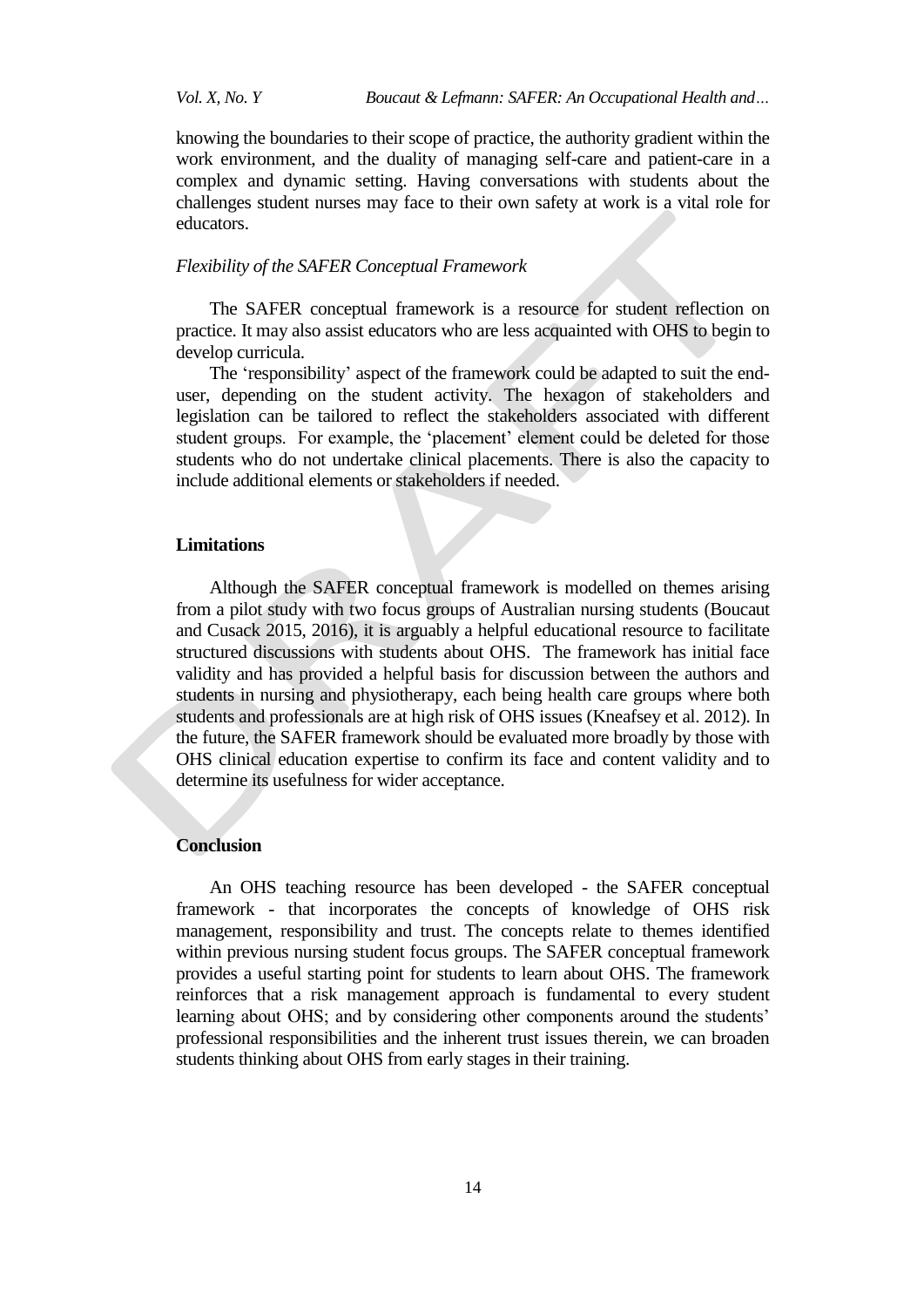knowing the boundaries to their scope of practice, the authority gradient within the work environment, and the duality of managing self-care and patient-care in a complex and dynamic setting. Having conversations with students about the challenges student nurses may face to their own safety at work is a vital role for educators.

### *Flexibility of the SAFER Conceptual Framework*

The SAFER conceptual framework is a resource for student reflection on practice. It may also assist educators who are less acquainted with OHS to begin to develop curricula.

The 'responsibility' aspect of the framework could be adapted to suit the end-user, depending on the student activity. The hexagon of stakeholders and legislation can be tailored to reflect the stakeholders associated with different student groups. For example, the 'placement' element could be deleted for those students who do not undertake clinical placements. There is also the capacity to include additional elements or stakeholders if needed.

## Limitations

Although the SAFER conceptual framework is modelled on themes arising from a pilot study with two focus groups of Australian nursing students (Boucaut and Cusack 2015, 2016), it is arguably a helpful educational resource to facilitate structured discussions with students about OHS. The framework has initial face validity and has provided a helpful basis for discussion between the authors and students in nursing and physiotherapy, each being health care groups where both students and professionals are at high risk of OHS issues (Kneafsey et al. 2012). In the future, the SAFER framework should be evaluated more broadly by those with OHS clinical education expertise to confirm its face and content validity and to determine its usefulness for wider acceptance.

## Conclusion

An OHS teaching resource has been developed - the SAFER conceptual framework - that incorporates the concepts of knowledge of OHS risk management, responsibility and trust. The concepts relate to themes identified within previous nursing student focus groups. The SAFER conceptual framework provides a useful starting point for students to learn about OHS. The framework reinforces that a risk management approach is fundamental to every student learning about OHS; and by considering other components around the students' professional responsibilities and the inherent trust issues therein, we can broaden students thinking about OHS from early stages in their training.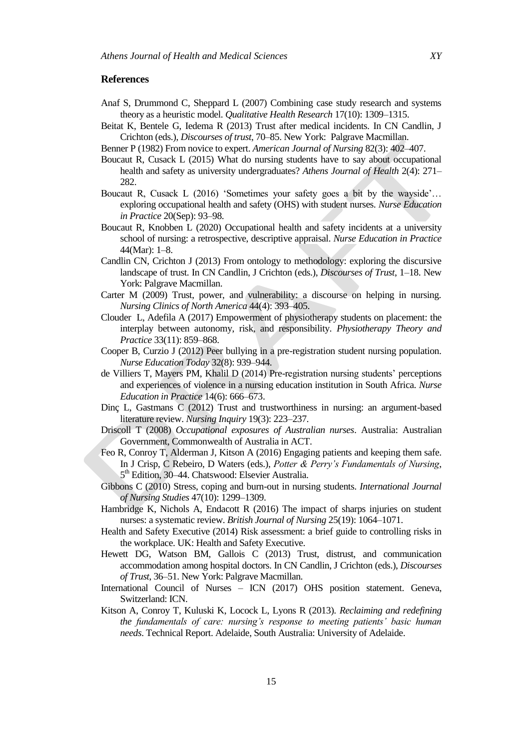## References

Anaf S, Drummond C, Sheppard L (2007) Combining case study research and systems theory as a heuristic model. *Qualitative Health Research* 17(10): 1309–1315.

Beitat K, Bentele G, Iedema R (2013) Trust after medical incidents. In CN Candlin, J Crichton (eds.), *Discourses of trust*, 70–85. New York: Palgrave Macmillan.

Benner P (1982) From novice to expert. *American Journal of Nursing* 82(3): 402–407.

Boucaut R, Cusack L (2015) What do nursing students have to say about occupational health and safety as university undergraduates? *Athens Journal of Health* 2(4): 271–282.

Boucaut R, Cusack L (2016) 'Sometimes your safety goes a bit by the wayside'… exploring occupational health and safety (OHS) with student nurses. *Nurse Education in Practice* 20(Sep): 93–98.

Boucaut R, Knobben L (2020) Occupational health and safety incidents at a university school of nursing: a retrospective, descriptive appraisal. *Nurse Education in Practice* 44(Mar): 1–8.

Candlin CN, Crichton J (2013) From ontology to methodology: exploring the discursive landscape of trust. In CN Candlin, J Crichton (eds.), *Discourses of Trust*, 1–18. New York: Palgrave Macmillan.

Carter M (2009) Trust, power, and vulnerability: a discourse on helping in nursing. *Nursing Clinics of North America* 44(4): 393–405.

Clouder L, Adefila A (2017) Empowerment of physiotherapy students on placement: the interplay between autonomy, risk, and responsibility. *Physiotherapy Theory and Practice* 33(11): 859–868.

Cooper B, Curzio J (2012) Peer bullying in a pre-registration student nursing population. *Nurse Education Today* 32(8): 939–944.

de Villiers T, Mayers PM, Khalil D (2014) Pre-registration nursing students' perceptions and experiences of violence in a nursing education institution in South Africa. *Nurse Education in Practice* 14(6): 666–673.

Dinç L, Gastmans C (2012) Trust and trustworthiness in nursing: an argument-based literature review. *Nursing Inquiry* 19(3): 223–237.

Driscoll T (2008) *Occupational exposures of Australian nurses*. Australia: Australian Government, Commonwealth of Australia in ACT.

Feo R, Conroy T, Alderman J, Kitson A (2016) Engaging patients and keeping them safe. In J Crisp, C Rebeiro, D Waters (eds.), *Potter & Perry's Fundamentals of Nursing*, 5th Edition, 30–44. Chatswood: Elsevier Australia.

Gibbons C (2010) Stress, coping and burn-out in nursing students. *International Journal of Nursing Studies* 47(10): 1299–1309.

Hambridge K, Nichols A, Endacott R (2016) The impact of sharps injuries on student nurses: a systematic review. *British Journal of Nursing* 25(19): 1064–1071.

Health and Safety Executive (2014) Risk assessment: a brief guide to controlling risks in the workplace. UK: Health and Safety Executive.

Hewett DG, Watson BM, Gallois C (2013) Trust, distrust, and communication accommodation among hospital doctors. In CN Candlin, J Crichton (eds.), *Discourses of Trust*, 36–51. New York: Palgrave Macmillan.

International Council of Nurses – ICN (2017) OHS position statement. Geneva, Switzerland: ICN.

Kitson A, Conroy T, Kuluski K, Locock L, Lyons R (2013). *Reclaiming and redefining the fundamentals of care: nursing's response to meeting patients' basic human needs*. Technical Report. Adelaide, South Australia: University of Adelaide.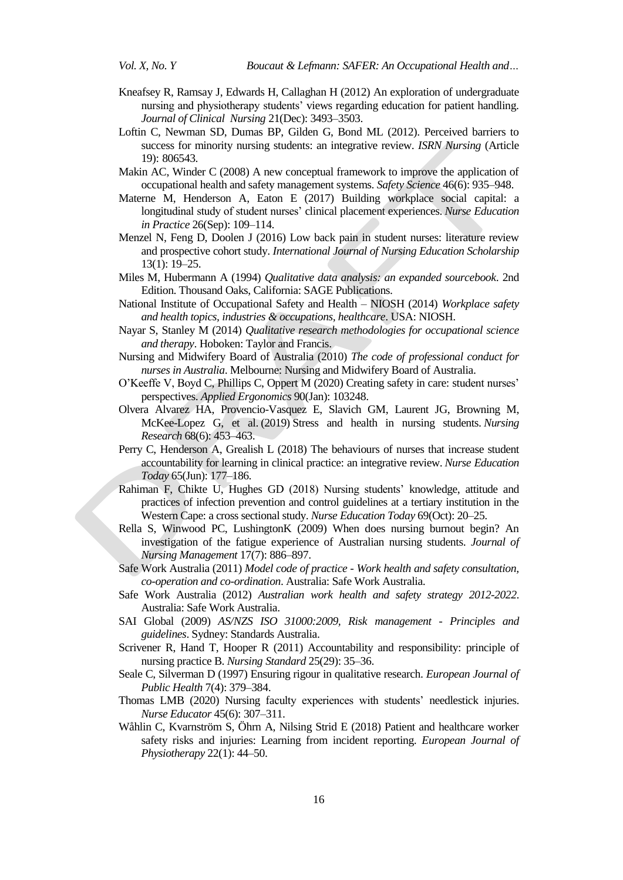Kneafsey R, Ramsay J, Edwards H, Callaghan H (2012) An exploration of undergraduate nursing and physiotherapy students' views regarding education for patient handling. *Journal of Clinical Nursing* 21(Dec): 3493–3503.

Loftin C, Newman SD, Dumas BP, Gilden G, Bond ML (2012). Perceived barriers to success for minority nursing students: an integrative review. *ISRN Nursing* (Article 19): 806543.

Makin AC, Winder C (2008) A new conceptual framework to improve the application of occupational health and safety management systems. *Safety Science* 46(6): 935–948.

Materne M, Henderson A, Eaton E (2017) Building workplace social capital: a longitudinal study of student nurses' clinical placement experiences. *Nurse Education in Practice* 26(Sep): 109–114.

Menzel N, Feng D, Doolen J (2016) Low back pain in student nurses: literature review and prospective cohort study. *International Journal of Nursing Education Scholarship* 13(1): 19–25.

Miles M, Hubermann A (1994) *Qualitative data analysis: an expanded sourcebook*. 2nd Edition. Thousand Oaks, California: SAGE Publications.

National Institute of Occupational Safety and Health – NIOSH (2014) *Workplace safety and health topics, industries & occupations, healthcare*. USA: NIOSH.

Nayar S, Stanley M (2014) *Qualitative research methodologies for occupational science and therapy*. Hoboken: Taylor and Francis.

Nursing and Midwifery Board of Australia (2010) *The code of professional conduct for nurses in Australia*. Melbourne: Nursing and Midwifery Board of Australia.

O'Keeffe V, Boyd C, Phillips C, Oppert M (2020) Creating safety in care: student nurses' perspectives. *Applied Ergonomics* 90(Jan): 103248.

Olvera Alvarez HA, Provencio-Vasquez E, Slavich GM, Laurent JG, Browning M, McKee-Lopez G, et al. (2019) Stress and health in nursing students. *Nursing Research* 68(6): 453–463.

Perry C, Henderson A, Grealish L (2018) The behaviours of nurses that increase student accountability for learning in clinical practice: an integrative review. *Nurse Education Today* 65(Jun): 177–186.

Rahiman F, Chikte U, Hughes GD (2018) Nursing students' knowledge, attitude and practices of infection prevention and control guidelines at a tertiary institution in the Western Cape: a cross sectional study. *Nurse Education Today* 69(Oct): 20–25.

Rella S, Winwood PC, LushingtonK (2009) When does nursing burnout begin? An investigation of the fatigue experience of Australian nursing students. *Journal of Nursing Management* 17(7): 886–897.

Safe Work Australia (2011) *Model code of practice - Work health and safety consultation, co-operation and co-ordination*. Australia: Safe Work Australia.

Safe Work Australia (2012) *Australian work health and safety strategy 2012-2022*. Australia: Safe Work Australia.

SAI Global (2009) *AS/NZS ISO 31000:2009, Risk management - Principles and guidelines*. Sydney: Standards Australia.

Scrivener R, Hand T, Hooper R (2011) Accountability and responsibility: principle of nursing practice B. *Nursing Standard* 25(29): 35–36.

Seale C, Silverman D (1997) Ensuring rigour in qualitative research. *European Journal of Public Health* 7(4): 379–384.

Thomas LMB (2020) Nursing faculty experiences with students' needlestick injuries. *Nurse Educator* 45(6): 307–311.

Wåhlin C, Kvarnström S, Öhrn A, Nilsing Strid E (2018) Patient and healthcare worker safety risks and injuries: Learning from incident reporting. *European Journal of Physiotherapy* 22(1): 44–50.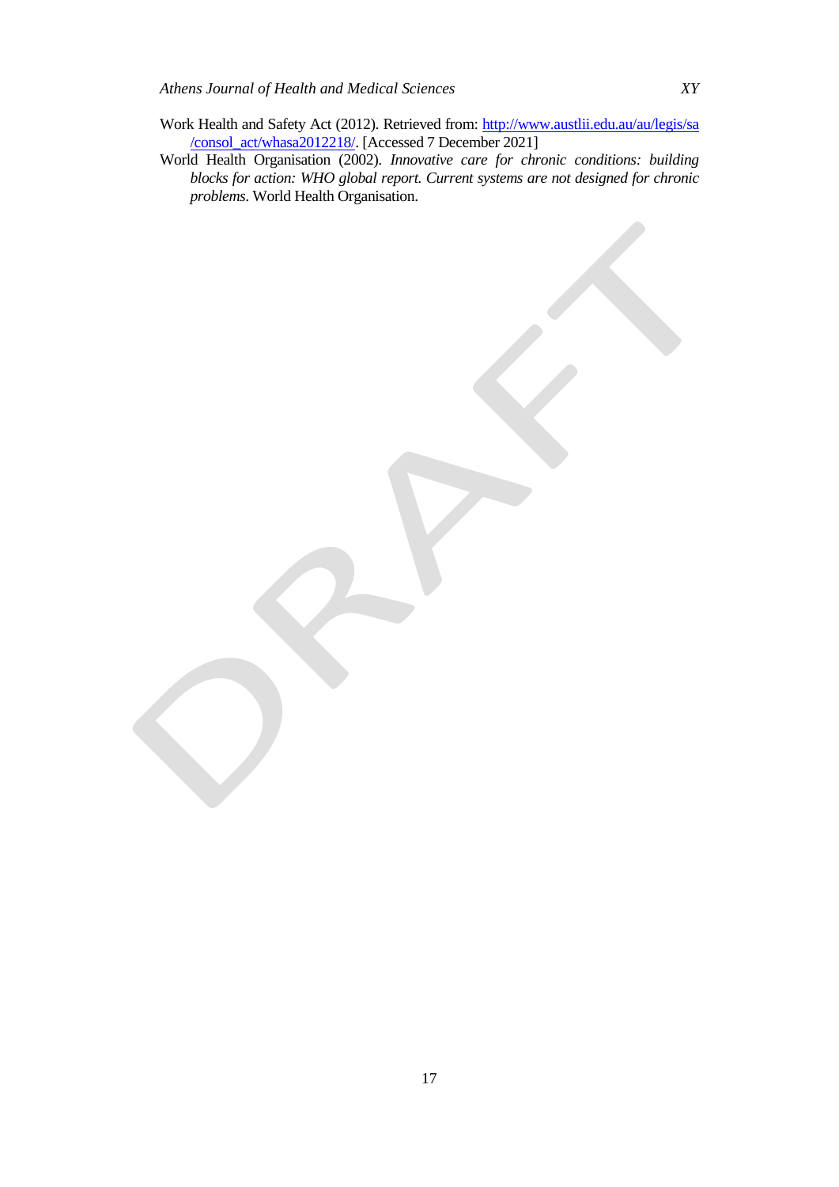Work Health and Safety Act (2012). Retrieved from: [http://www.austlii.edu.au/au/legis/sa/consol_act/whasa2012218/](http://www.austlii.edu.au/au/legis/sa/consol_act/whasa2012218/). [Accessed 7 December 2021]

World Health Organisation (2002). *Innovative care for chronic conditions: building blocks for action: WHO global report. Current systems are not designed for chronic problems*. World Health Organisation.